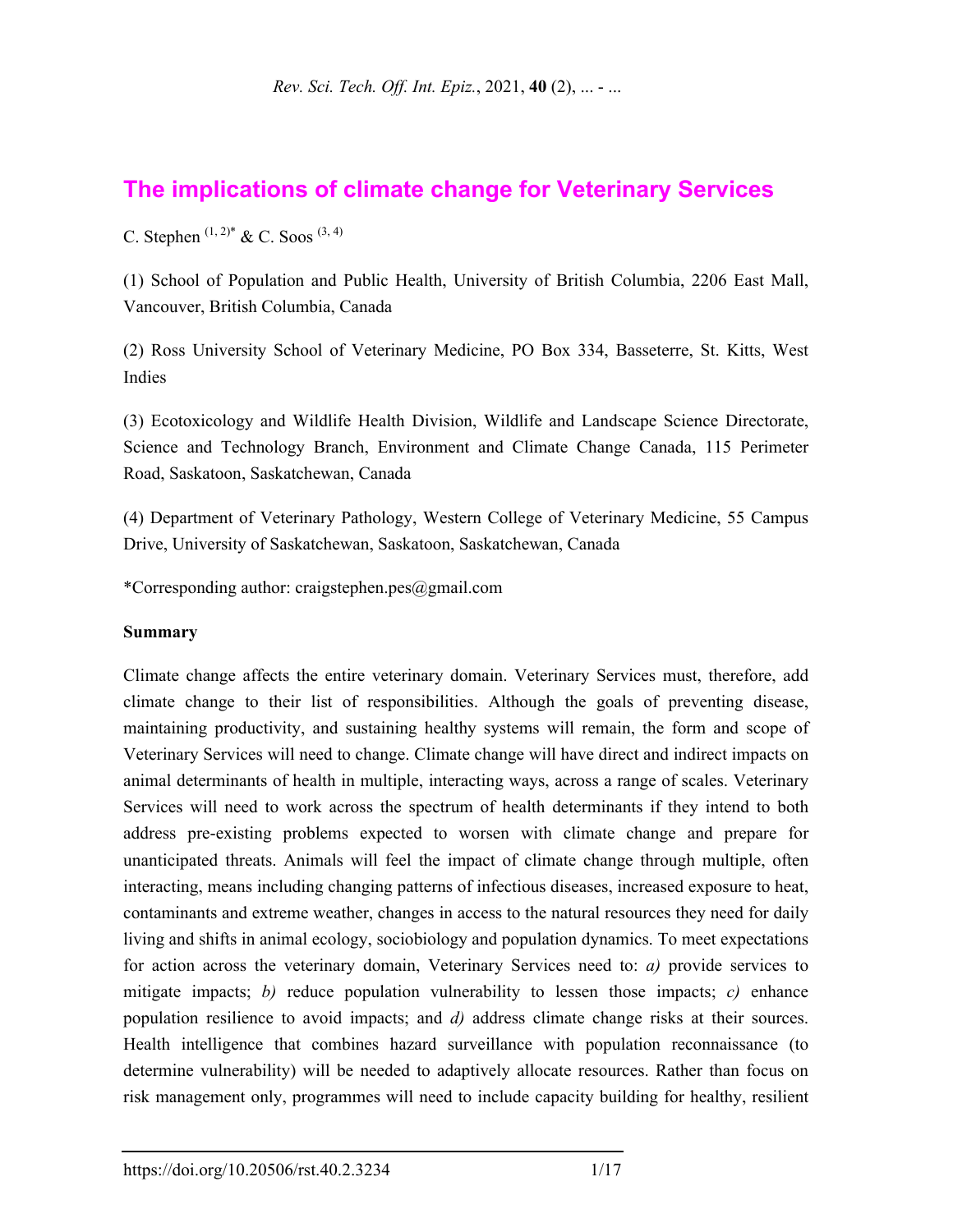# The implications of climate change for Veterinary Services

C. Stephen [1, 2]* & C. Soos [3, 4]

(1) School of Population and Public Health, University of British Columbia, 2206 East Mall, Vancouver, British Columbia, Canada

(2) Ross University School of Veterinary Medicine, PO Box 334, Basseterre, St. Kitts, West Indies

(3) Ecotoxicology and Wildlife Health Division, Wildlife and Landscape Science Directorate, Science and Technology Branch, Environment and Climate Change Canada, 115 Perimeter Road, Saskatoon, Saskatchewan, Canada

(4) Department of Veterinary Pathology, Western College of Veterinary Medicine, 55 Campus Drive, University of Saskatchewan, Saskatoon, Saskatchewan, Canada

*Corresponding author: craigstephen.pes@gmail.com

**Summary**

Climate change affects the entire veterinary domain. Veterinary Services must, therefore, add climate change to their list of responsibilities. Although the goals of preventing disease, maintaining productivity, and sustaining healthy systems will remain, the form and scope of Veterinary Services will need to change. Climate change will have direct and indirect impacts on animal determinants of health in multiple, interacting ways, across a range of scales. Veterinary Services will need to work across the spectrum of health determinants if they intend to both address pre-existing problems expected to worsen with climate change and prepare for unanticipated threats. Animals will feel the impact of climate change through multiple, often interacting, means including changing patterns of infectious diseases, increased exposure to heat, contaminants and extreme weather, changes in access to the natural resources they need for daily living and shifts in animal ecology, sociobiology and population dynamics. To meet expectations for action across the veterinary domain, Veterinary Services need to: *a)* provide services to mitigate impacts; *b)* reduce population vulnerability to lessen those impacts; *c)* enhance population resilience to avoid impacts; and *d)* address climate change risks at their sources. Health intelligence that combines hazard surveillance with population reconnaissance (to determine vulnerability) will be needed to adaptively allocate resources. Rather than focus on risk management only, programmes will need to include capacity building for healthy, resilient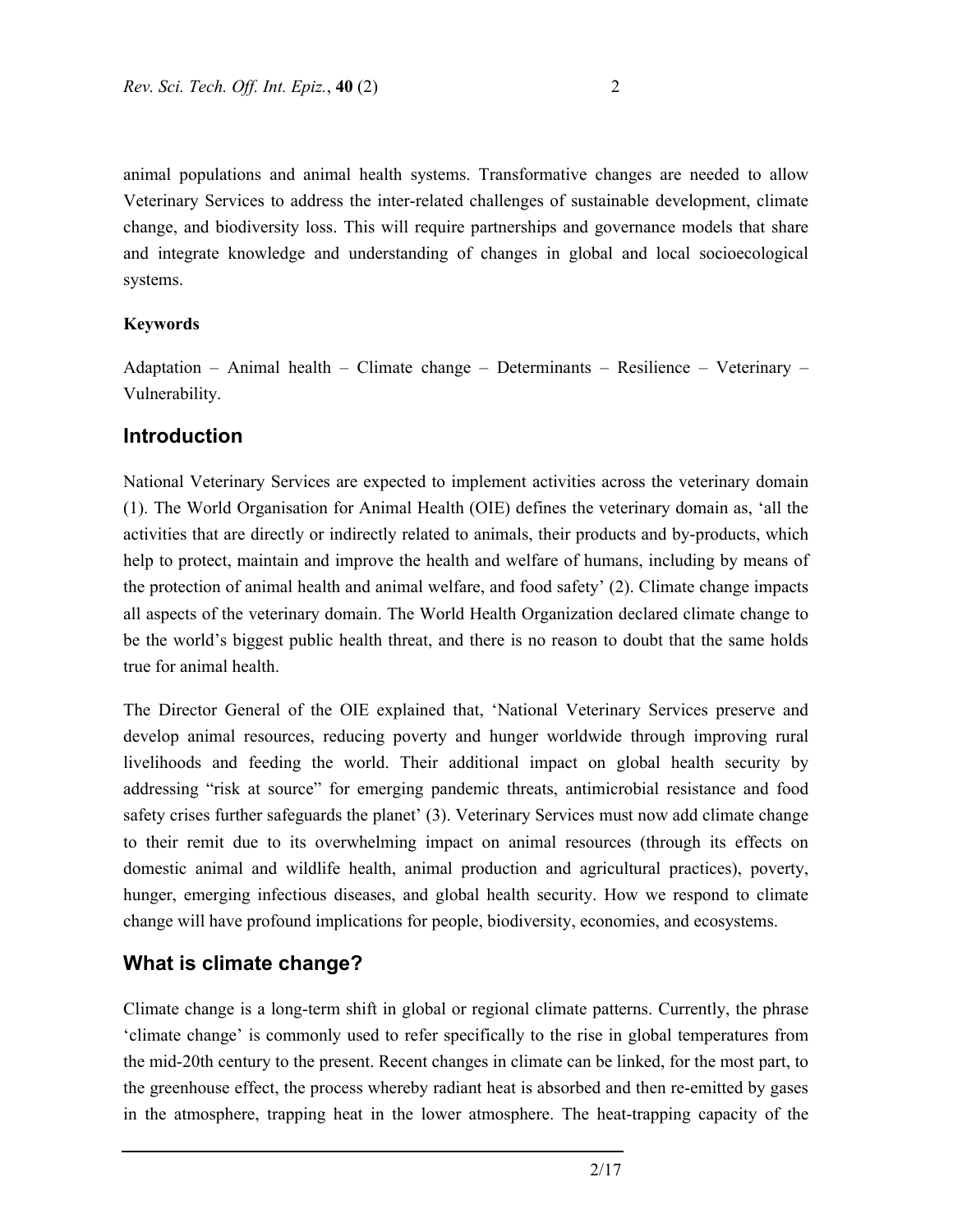animal populations and animal health systems. Transformative changes are needed to allow Veterinary Services to address the inter-related challenges of sustainable development, climate change, and biodiversity loss. This will require partnerships and governance models that share and integrate knowledge and understanding of changes in global and local socioecological systems.

**Keywords**

Adaptation – Animal health – Climate change – Determinants – Resilience – Veterinary – Vulnerability.

## Introduction

National Veterinary Services are expected to implement activities across the veterinary domain (1). The World Organisation for Animal Health (OIE) defines the veterinary domain as, 'all the activities that are directly or indirectly related to animals, their products and by-products, which help to protect, maintain and improve the health and welfare of humans, including by means of the protection of animal health and animal welfare, and food safety' (2). Climate change impacts all aspects of the veterinary domain. The World Health Organization declared climate change to be the world's biggest public health threat, and there is no reason to doubt that the same holds true for animal health.

The Director General of the OIE explained that, 'National Veterinary Services preserve and develop animal resources, reducing poverty and hunger worldwide through improving rural livelihoods and feeding the world. Their additional impact on global health security by addressing "risk at source" for emerging pandemic threats, antimicrobial resistance and food safety crises further safeguards the planet' (3). Veterinary Services must now add climate change to their remit due to its overwhelming impact on animal resources (through its effects on domestic animal and wildlife health, animal production and agricultural practices), poverty, hunger, emerging infectious diseases, and global health security. How we respond to climate change will have profound implications for people, biodiversity, economies, and ecosystems.

## What is climate change?

Climate change is a long-term shift in global or regional climate patterns. Currently, the phrase 'climate change' is commonly used to refer specifically to the rise in global temperatures from the mid-20th century to the present. Recent changes in climate can be linked, for the most part, to the greenhouse effect, the process whereby radiant heat is absorbed and then re-emitted by gases in the atmosphere, trapping heat in the lower atmosphere. The heat-trapping capacity of the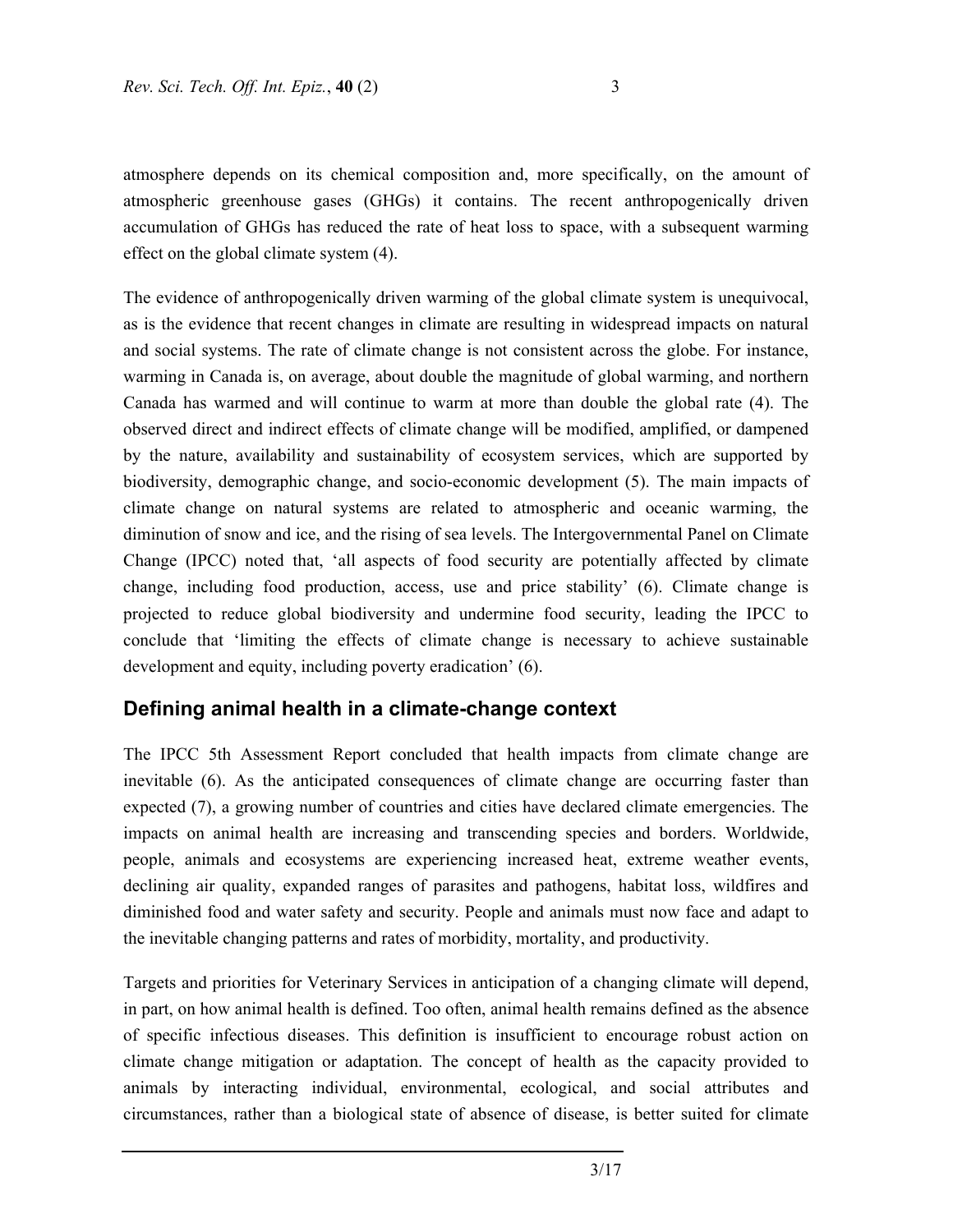atmosphere depends on its chemical composition and, more specifically, on the amount of atmospheric greenhouse gases (GHGs) it contains. The recent anthropogenically driven accumulation of GHGs has reduced the rate of heat loss to space, with a subsequent warming effect on the global climate system (4).

The evidence of anthropogenically driven warming of the global climate system is unequivocal, as is the evidence that recent changes in climate are resulting in widespread impacts on natural and social systems. The rate of climate change is not consistent across the globe. For instance, warming in Canada is, on average, about double the magnitude of global warming, and northern Canada has warmed and will continue to warm at more than double the global rate (4). The observed direct and indirect effects of climate change will be modified, amplified, or dampened by the nature, availability and sustainability of ecosystem services, which are supported by biodiversity, demographic change, and socio-economic development (5). The main impacts of climate change on natural systems are related to atmospheric and oceanic warming, the diminution of snow and ice, and the rising of sea levels. The Intergovernmental Panel on Climate Change (IPCC) noted that, 'all aspects of food security are potentially affected by climate change, including food production, access, use and price stability' (6). Climate change is projected to reduce global biodiversity and undermine food security, leading the IPCC to conclude that 'limiting the effects of climate change is necessary to achieve sustainable development and equity, including poverty eradication' (6).

## Defining animal health in a climate-change context

The IPCC 5th Assessment Report concluded that health impacts from climate change are inevitable (6). As the anticipated consequences of climate change are occurring faster than expected (7), a growing number of countries and cities have declared climate emergencies. The impacts on animal health are increasing and transcending species and borders. Worldwide, people, animals and ecosystems are experiencing increased heat, extreme weather events, declining air quality, expanded ranges of parasites and pathogens, habitat loss, wildfires and diminished food and water safety and security. People and animals must now face and adapt to the inevitable changing patterns and rates of morbidity, mortality, and productivity.

Targets and priorities for Veterinary Services in anticipation of a changing climate will depend, in part, on how animal health is defined. Too often, animal health remains defined as the absence of specific infectious diseases. This definition is insufficient to encourage robust action on climate change mitigation or adaptation. The concept of health as the capacity provided to animals by interacting individual, environmental, ecological, and social attributes and circumstances, rather than a biological state of absence of disease, is better suited for climate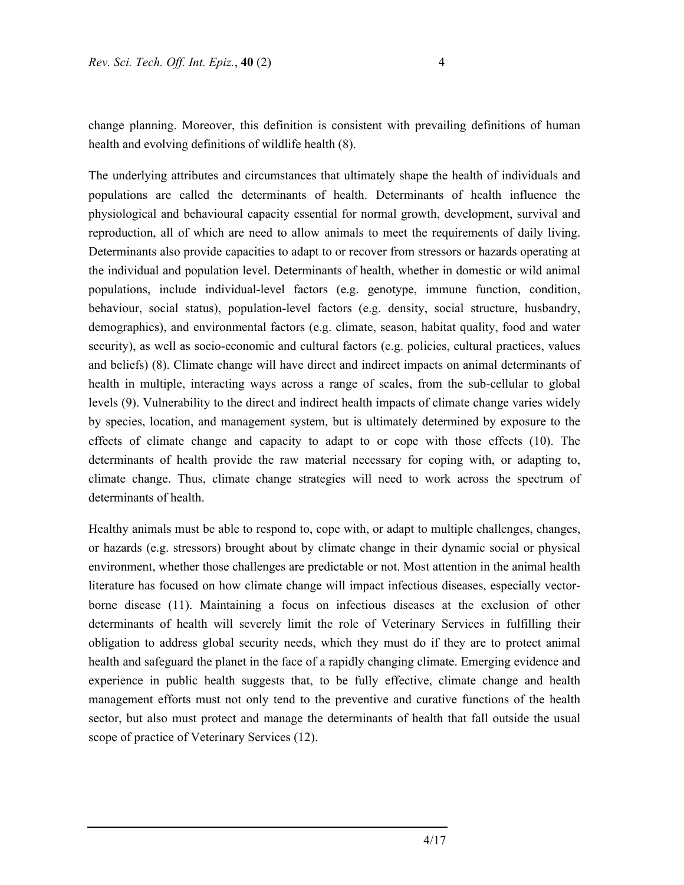change planning. Moreover, this definition is consistent with prevailing definitions of human health and evolving definitions of wildlife health (8).

The underlying attributes and circumstances that ultimately shape the health of individuals and populations are called the determinants of health. Determinants of health influence the physiological and behavioural capacity essential for normal growth, development, survival and reproduction, all of which are need to allow animals to meet the requirements of daily living. Determinants also provide capacities to adapt to or recover from stressors or hazards operating at the individual and population level. Determinants of health, whether in domestic or wild animal populations, include individual-level factors (e.g. genotype, immune function, condition, behaviour, social status), population-level factors (e.g. density, social structure, husbandry, demographics), and environmental factors (e.g. climate, season, habitat quality, food and water security), as well as socio-economic and cultural factors (e.g. policies, cultural practices, values and beliefs) (8). Climate change will have direct and indirect impacts on animal determinants of health in multiple, interacting ways across a range of scales, from the sub-cellular to global levels (9). Vulnerability to the direct and indirect health impacts of climate change varies widely by species, location, and management system, but is ultimately determined by exposure to the effects of climate change and capacity to adapt to or cope with those effects (10). The determinants of health provide the raw material necessary for coping with, or adapting to, climate change. Thus, climate change strategies will need to work across the spectrum of determinants of health.

Healthy animals must be able to respond to, cope with, or adapt to multiple challenges, changes, or hazards (e.g. stressors) brought about by climate change in their dynamic social or physical environment, whether those challenges are predictable or not. Most attention in the animal health literature has focused on how climate change will impact infectious diseases, especially vector-borne disease (11). Maintaining a focus on infectious diseases at the exclusion of other determinants of health will severely limit the role of Veterinary Services in fulfilling their obligation to address global security needs, which they must do if they are to protect animal health and safeguard the planet in the face of a rapidly changing climate. Emerging evidence and experience in public health suggests that, to be fully effective, climate change and health management efforts must not only tend to the preventive and curative functions of the health sector, but also must protect and manage the determinants of health that fall outside the usual scope of practice of Veterinary Services (12).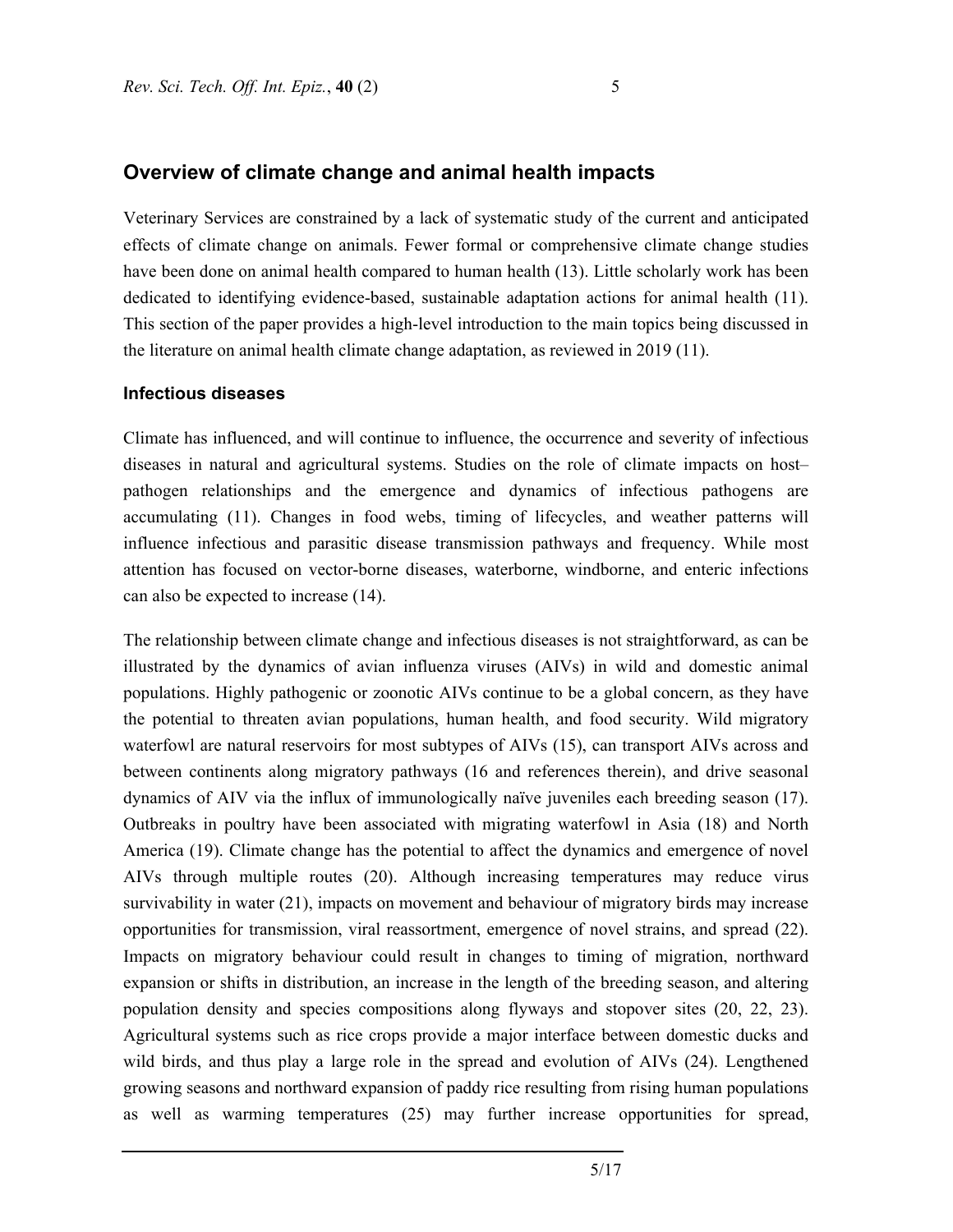## Overview of climate change and animal health impacts

Veterinary Services are constrained by a lack of systematic study of the current and anticipated effects of climate change on animals. Fewer formal or comprehensive climate change studies have been done on animal health compared to human health (13). Little scholarly work has been dedicated to identifying evidence-based, sustainable adaptation actions for animal health (11). This section of the paper provides a high-level introduction to the main topics being discussed in the literature on animal health climate change adaptation, as reviewed in 2019 (11).

### Infectious diseases

Climate has influenced, and will continue to influence, the occurrence and severity of infectious diseases in natural and agricultural systems. Studies on the role of climate impacts on host–pathogen relationships and the emergence and dynamics of infectious pathogens are accumulating (11). Changes in food webs, timing of lifecycles, and weather patterns will influence infectious and parasitic disease transmission pathways and frequency. While most attention has focused on vector-borne diseases, waterborne, windborne, and enteric infections can also be expected to increase (14).

The relationship between climate change and infectious diseases is not straightforward, as can be illustrated by the dynamics of avian influenza viruses (AIVs) in wild and domestic animal populations. Highly pathogenic or zoonotic AIVs continue to be a global concern, as they have the potential to threaten avian populations, human health, and food security. Wild migratory waterfowl are natural reservoirs for most subtypes of AIVs (15), can transport AIVs across and between continents along migratory pathways (16 and references therein), and drive seasonal dynamics of AIV via the influx of immunologically naïve juveniles each breeding season (17). Outbreaks in poultry have been associated with migrating waterfowl in Asia (18) and North America (19). Climate change has the potential to affect the dynamics and emergence of novel AIVs through multiple routes (20). Although increasing temperatures may reduce virus survivability in water (21), impacts on movement and behaviour of migratory birds may increase opportunities for transmission, viral reassortment, emergence of novel strains, and spread (22). Impacts on migratory behaviour could result in changes to timing of migration, northward expansion or shifts in distribution, an increase in the length of the breeding season, and altering population density and species compositions along flyways and stopover sites (20, 22, 23). Agricultural systems such as rice crops provide a major interface between domestic ducks and wild birds, and thus play a large role in the spread and evolution of AIVs (24). Lengthened growing seasons and northward expansion of paddy rice resulting from rising human populations as well as warming temperatures (25) may further increase opportunities for spread,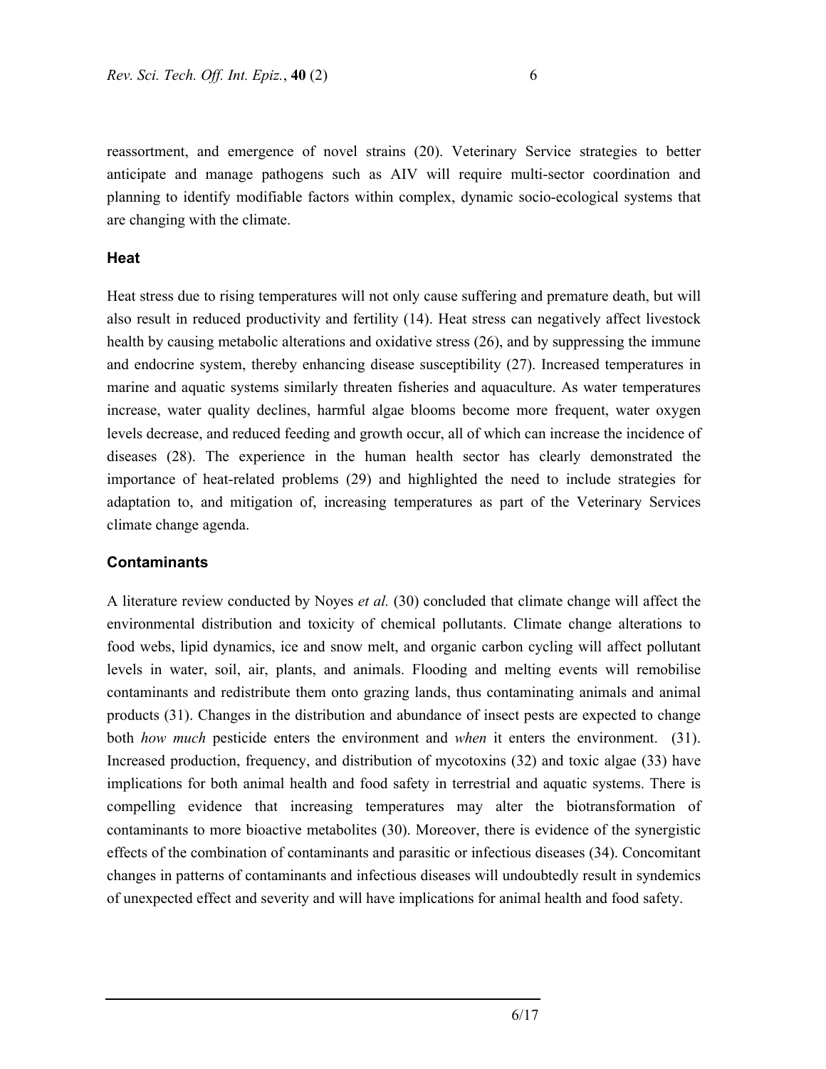reassortment, and emergence of novel strains (20). Veterinary Service strategies to better anticipate and manage pathogens such as AIV will require multi-sector coordination and planning to identify modifiable factors within complex, dynamic socio-ecological systems that are changing with the climate.

### Heat

Heat stress due to rising temperatures will not only cause suffering and premature death, but will also result in reduced productivity and fertility (14). Heat stress can negatively affect livestock health by causing metabolic alterations and oxidative stress (26), and by suppressing the immune and endocrine system, thereby enhancing disease susceptibility (27). Increased temperatures in marine and aquatic systems similarly threaten fisheries and aquaculture. As water temperatures increase, water quality declines, harmful algae blooms become more frequent, water oxygen levels decrease, and reduced feeding and growth occur, all of which can increase the incidence of diseases (28). The experience in the human health sector has clearly demonstrated the importance of heat-related problems (29) and highlighted the need to include strategies for adaptation to, and mitigation of, increasing temperatures as part of the Veterinary Services climate change agenda.

### Contaminants

A literature review conducted by Noyes *et al.* (30) concluded that climate change will affect the environmental distribution and toxicity of chemical pollutants. Climate change alterations to food webs, lipid dynamics, ice and snow melt, and organic carbon cycling will affect pollutant levels in water, soil, air, plants, and animals. Flooding and melting events will remobilise contaminants and redistribute them onto grazing lands, thus contaminating animals and animal products (31). Changes in the distribution and abundance of insect pests are expected to change both *how much* pesticide enters the environment and *when* it enters the environment. (31). Increased production, frequency, and distribution of mycotoxins (32) and toxic algae (33) have implications for both animal health and food safety in terrestrial and aquatic systems. There is compelling evidence that increasing temperatures may alter the biotransformation of contaminants to more bioactive metabolites (30). Moreover, there is evidence of the synergistic effects of the combination of contaminants and parasitic or infectious diseases (34). Concomitant changes in patterns of contaminants and infectious diseases will undoubtedly result in syndemics of unexpected effect and severity and will have implications for animal health and food safety.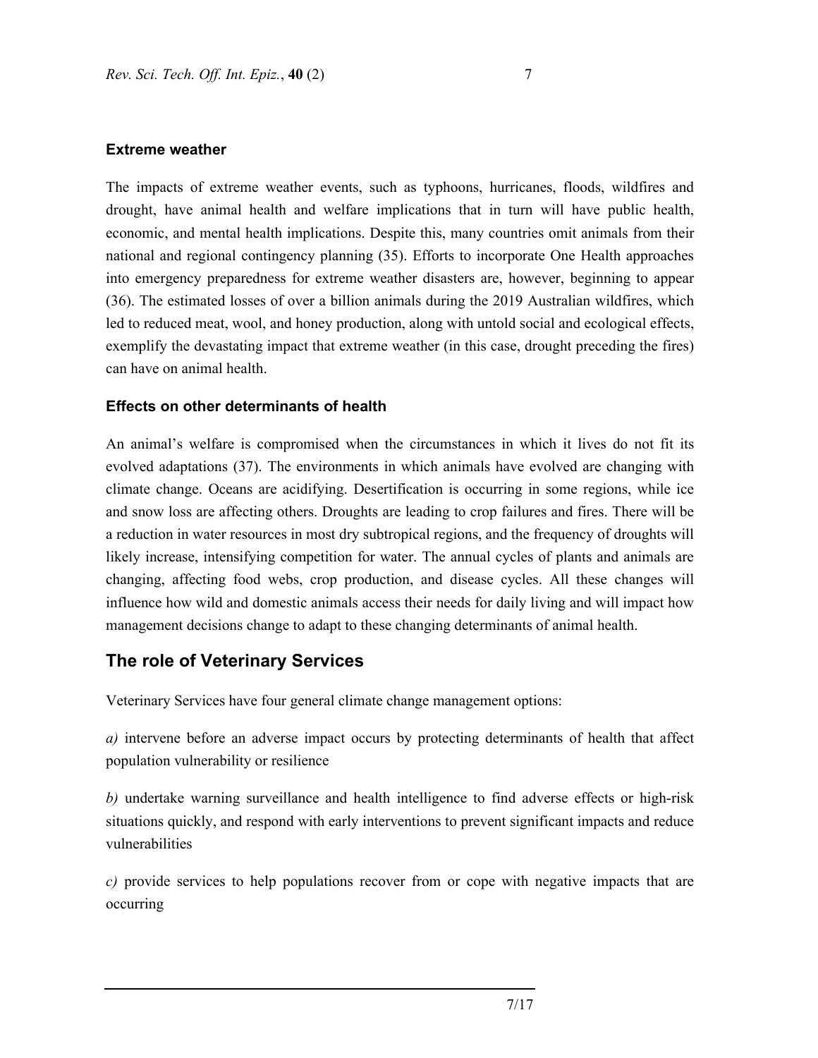### Extreme weather

The impacts of extreme weather events, such as typhoons, hurricanes, floods, wildfires and drought, have animal health and welfare implications that in turn will have public health, economic, and mental health implications. Despite this, many countries omit animals from their national and regional contingency planning (35). Efforts to incorporate One Health approaches into emergency preparedness for extreme weather disasters are, however, beginning to appear (36). The estimated losses of over a billion animals during the 2019 Australian wildfires, which led to reduced meat, wool, and honey production, along with untold social and ecological effects, exemplify the devastating impact that extreme weather (in this case, drought preceding the fires) can have on animal health.

### Effects on other determinants of health

An animal's welfare is compromised when the circumstances in which it lives do not fit its evolved adaptations (37). The environments in which animals have evolved are changing with climate change. Oceans are acidifying. Desertification is occurring in some regions, while ice and snow loss are affecting others. Droughts are leading to crop failures and fires. There will be a reduction in water resources in most dry subtropical regions, and the frequency of droughts will likely increase, intensifying competition for water. The annual cycles of plants and animals are changing, affecting food webs, crop production, and disease cycles. All these changes will influence how wild and domestic animals access their needs for daily living and will impact how management decisions change to adapt to these changing determinants of animal health.

## The role of Veterinary Services

Veterinary Services have four general climate change management options:

*a)* intervene before an adverse impact occurs by protecting determinants of health that affect population vulnerability or resilience

*b)* undertake warning surveillance and health intelligence to find adverse effects or high-risk situations quickly, and respond with early interventions to prevent significant impacts and reduce vulnerabilities

*c)* provide services to help populations recover from or cope with negative impacts that are occurring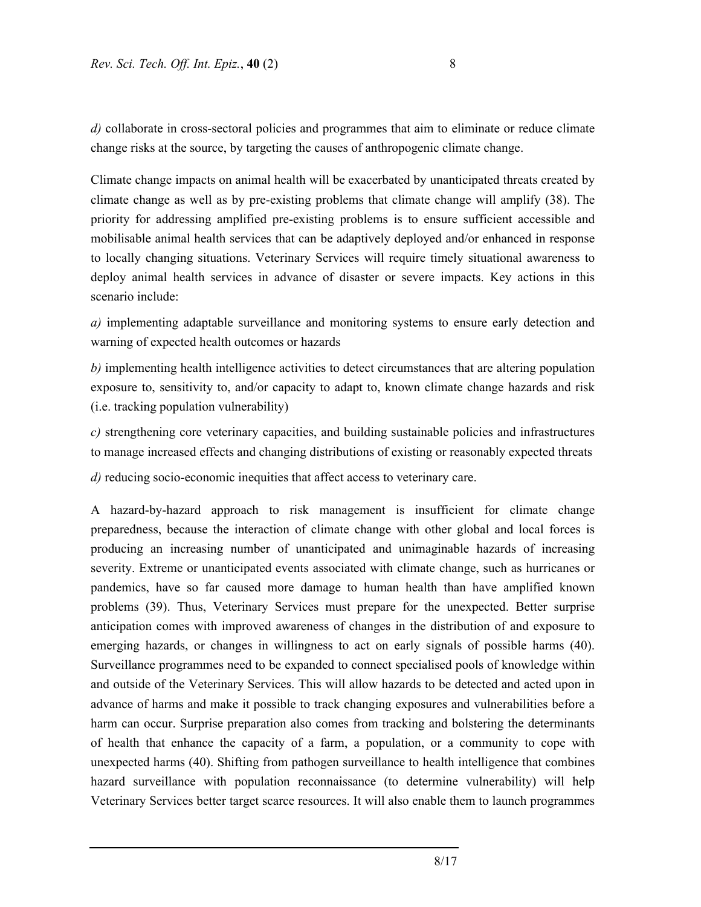*d)* collaborate in cross-sectoral policies and programmes that aim to eliminate or reduce climate change risks at the source, by targeting the causes of anthropogenic climate change.

Climate change impacts on animal health will be exacerbated by unanticipated threats created by climate change as well as by pre-existing problems that climate change will amplify (38). The priority for addressing amplified pre-existing problems is to ensure sufficient accessible and mobilisable animal health services that can be adaptively deployed and/or enhanced in response to locally changing situations. Veterinary Services will require timely situational awareness to deploy animal health services in advance of disaster or severe impacts. Key actions in this scenario include:

*a)* implementing adaptable surveillance and monitoring systems to ensure early detection and warning of expected health outcomes or hazards

*b)* implementing health intelligence activities to detect circumstances that are altering population exposure to, sensitivity to, and/or capacity to adapt to, known climate change hazards and risk (i.e. tracking population vulnerability)

*c)* strengthening core veterinary capacities, and building sustainable policies and infrastructures to manage increased effects and changing distributions of existing or reasonably expected threats

*d)* reducing socio-economic inequities that affect access to veterinary care.

A hazard-by-hazard approach to risk management is insufficient for climate change preparedness, because the interaction of climate change with other global and local forces is producing an increasing number of unanticipated and unimaginable hazards of increasing severity. Extreme or unanticipated events associated with climate change, such as hurricanes or pandemics, have so far caused more damage to human health than have amplified known problems (39). Thus, Veterinary Services must prepare for the unexpected. Better surprise anticipation comes with improved awareness of changes in the distribution of and exposure to emerging hazards, or changes in willingness to act on early signals of possible harms (40). Surveillance programmes need to be expanded to connect specialised pools of knowledge within and outside of the Veterinary Services. This will allow hazards to be detected and acted upon in advance of harms and make it possible to track changing exposures and vulnerabilities before a harm can occur. Surprise preparation also comes from tracking and bolstering the determinants of health that enhance the capacity of a farm, a population, or a community to cope with unexpected harms (40). Shifting from pathogen surveillance to health intelligence that combines hazard surveillance with population reconnaissance (to determine vulnerability) will help Veterinary Services better target scarce resources. It will also enable them to launch programmes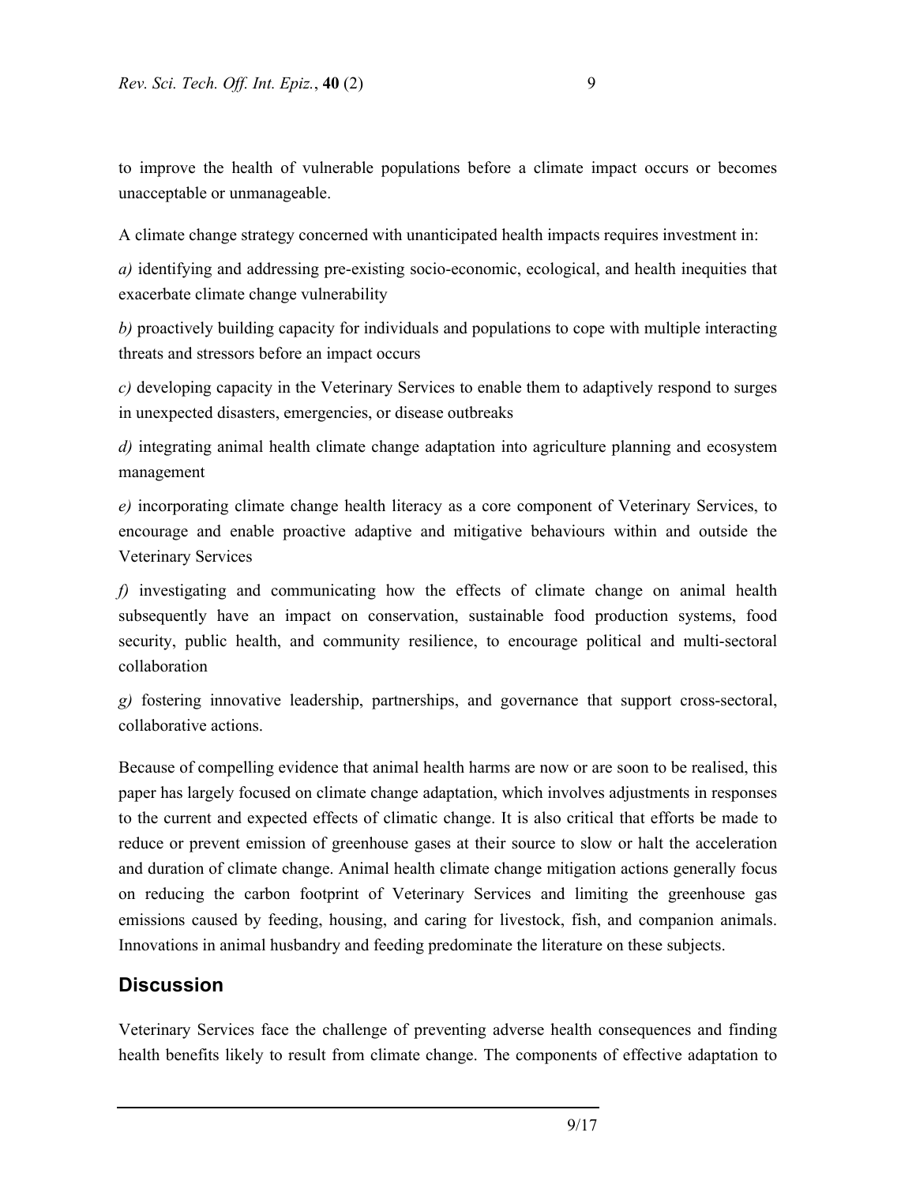to improve the health of vulnerable populations before a climate impact occurs or becomes unacceptable or unmanageable.

A climate change strategy concerned with unanticipated health impacts requires investment in:

*a)* identifying and addressing pre-existing socio-economic, ecological, and health inequities that exacerbate climate change vulnerability

*b)* proactively building capacity for individuals and populations to cope with multiple interacting threats and stressors before an impact occurs

*c)* developing capacity in the Veterinary Services to enable them to adaptively respond to surges in unexpected disasters, emergencies, or disease outbreaks

*d)* integrating animal health climate change adaptation into agriculture planning and ecosystem management

*e)* incorporating climate change health literacy as a core component of Veterinary Services, to encourage and enable proactive adaptive and mitigative behaviours within and outside the Veterinary Services

*f)* investigating and communicating how the effects of climate change on animal health subsequently have an impact on conservation, sustainable food production systems, food security, public health, and community resilience, to encourage political and multi-sectoral collaboration

*g)* fostering innovative leadership, partnerships, and governance that support cross-sectoral, collaborative actions.

Because of compelling evidence that animal health harms are now or are soon to be realised, this paper has largely focused on climate change adaptation, which involves adjustments in responses to the current and expected effects of climatic change. It is also critical that efforts be made to reduce or prevent emission of greenhouse gases at their source to slow or halt the acceleration and duration of climate change. Animal health climate change mitigation actions generally focus on reducing the carbon footprint of Veterinary Services and limiting the greenhouse gas emissions caused by feeding, housing, and caring for livestock, fish, and companion animals. Innovations in animal husbandry and feeding predominate the literature on these subjects.

## Discussion

Veterinary Services face the challenge of preventing adverse health consequences and finding health benefits likely to result from climate change. The components of effective adaptation to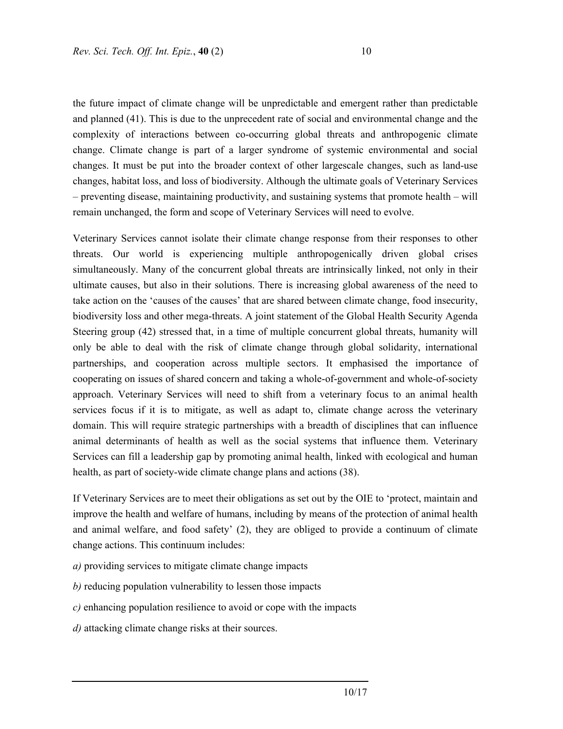the future impact of climate change will be unpredictable and emergent rather than predictable and planned (41). This is due to the unprecedent rate of social and environmental change and the complexity of interactions between co-occurring global threats and anthropogenic climate change. Climate change is part of a larger syndrome of systemic environmental and social changes. It must be put into the broader context of other largescale changes, such as land-use changes, habitat loss, and loss of biodiversity. Although the ultimate goals of Veterinary Services – preventing disease, maintaining productivity, and sustaining systems that promote health – will remain unchanged, the form and scope of Veterinary Services will need to evolve.

Veterinary Services cannot isolate their climate change response from their responses to other threats. Our world is experiencing multiple anthropogenically driven global crises simultaneously. Many of the concurrent global threats are intrinsically linked, not only in their ultimate causes, but also in their solutions. There is increasing global awareness of the need to take action on the 'causes of the causes' that are shared between climate change, food insecurity, biodiversity loss and other mega-threats. A joint statement of the Global Health Security Agenda Steering group (42) stressed that, in a time of multiple concurrent global threats, humanity will only be able to deal with the risk of climate change through global solidarity, international partnerships, and cooperation across multiple sectors. It emphasised the importance of cooperating on issues of shared concern and taking a whole-of-government and whole-of-society approach. Veterinary Services will need to shift from a veterinary focus to an animal health services focus if it is to mitigate, as well as adapt to, climate change across the veterinary domain. This will require strategic partnerships with a breadth of disciplines that can influence animal determinants of health as well as the social systems that influence them. Veterinary Services can fill a leadership gap by promoting animal health, linked with ecological and human health, as part of society-wide climate change plans and actions (38).

If Veterinary Services are to meet their obligations as set out by the OIE to 'protect, maintain and improve the health and welfare of humans, including by means of the protection of animal health and animal welfare, and food safety' (2), they are obliged to provide a continuum of climate change actions. This continuum includes:

*a)* providing services to mitigate climate change impacts

*b)* reducing population vulnerability to lessen those impacts

*c)* enhancing population resilience to avoid or cope with the impacts

*d)* attacking climate change risks at their sources.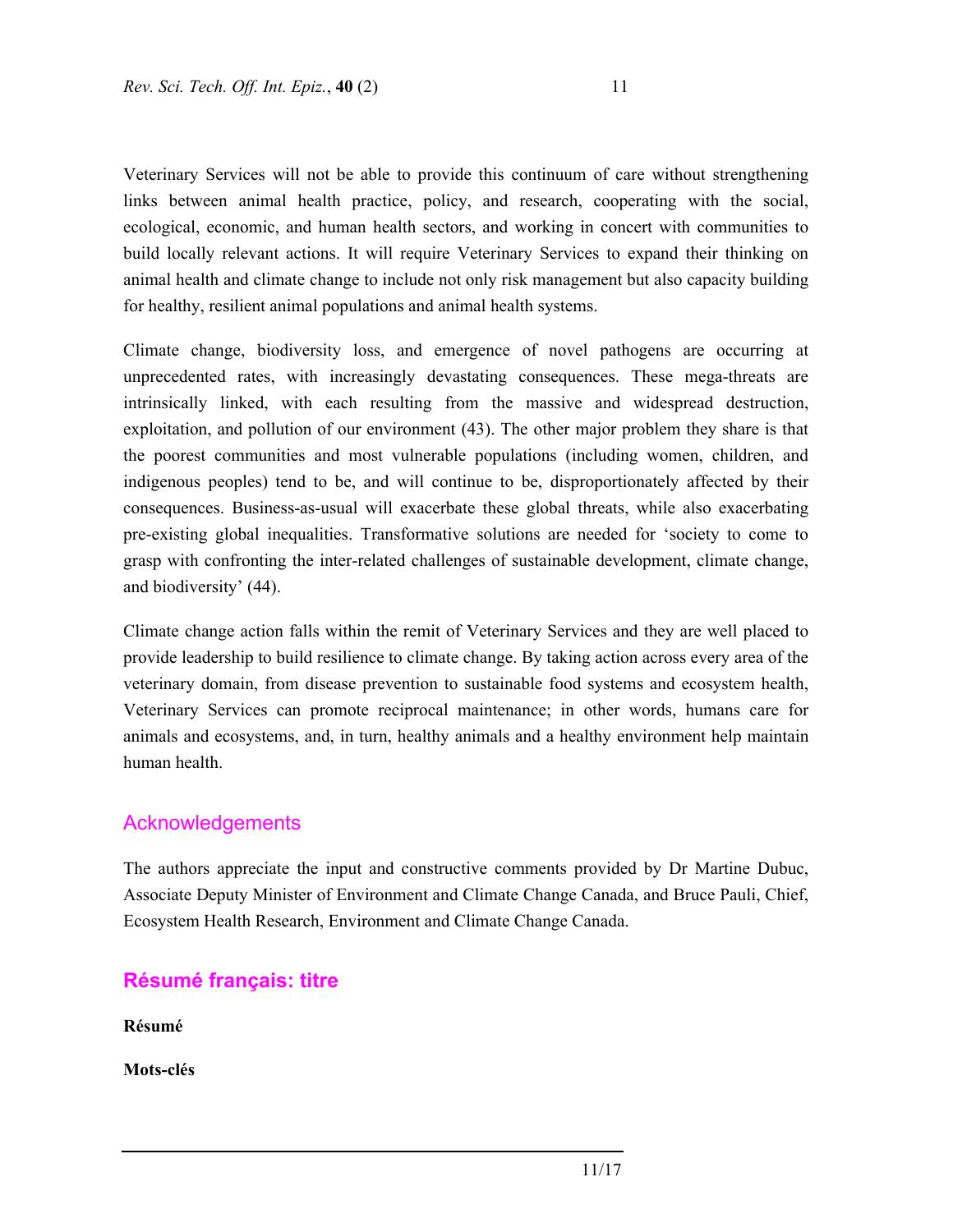Veterinary Services will not be able to provide this continuum of care without strengthening links between animal health practice, policy, and research, cooperating with the social, ecological, economic, and human health sectors, and working in concert with communities to build locally relevant actions. It will require Veterinary Services to expand their thinking on animal health and climate change to include not only risk management but also capacity building for healthy, resilient animal populations and animal health systems.

Climate change, biodiversity loss, and emergence of novel pathogens are occurring at unprecedented rates, with increasingly devastating consequences. These mega-threats are intrinsically linked, with each resulting from the massive and widespread destruction, exploitation, and pollution of our environment (43). The other major problem they share is that the poorest communities and most vulnerable populations (including women, children, and indigenous peoples) tend to be, and will continue to be, disproportionately affected by their consequences. Business-as-usual will exacerbate these global threats, while also exacerbating pre-existing global inequalities. Transformative solutions are needed for 'society to come to grasp with confronting the inter-related challenges of sustainable development, climate change, and biodiversity' (44).

Climate change action falls within the remit of Veterinary Services and they are well placed to provide leadership to build resilience to climate change. By taking action across every area of the veterinary domain, from disease prevention to sustainable food systems and ecosystem health, Veterinary Services can promote reciprocal maintenance; in other words, humans care for animals and ecosystems, and, in turn, healthy animals and a healthy environment help maintain human health.

## Acknowledgements

The authors appreciate the input and constructive comments provided by Dr Martine Dubuc, Associate Deputy Minister of Environment and Climate Change Canada, and Bruce Pauli, Chief, Ecosystem Health Research, Environment and Climate Change Canada.

## Résumé français: titre

**Résumé**

**Mots-clés**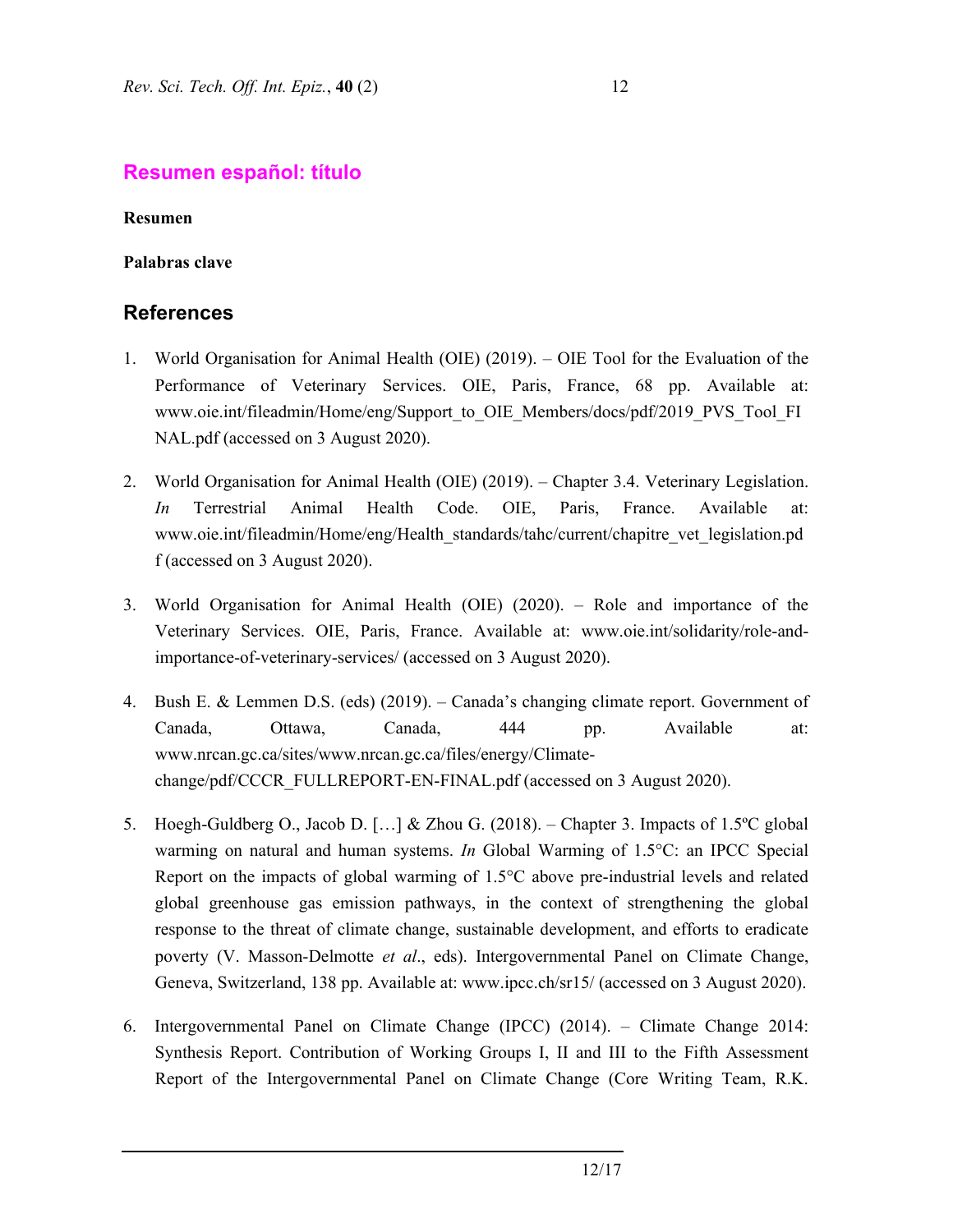## Resumen español: título

**Resumen**

**Palabras clave**

## References

1. World Organisation for Animal Health (OIE) (2019). – OIE Tool for the Evaluation of the Performance of Veterinary Services. OIE, Paris, France, 68 pp. Available at: www.oie.int/fileadmin/Home/eng/Support_to_OIE_Members/docs/pdf/2019_PVS_Tool_FINAL.pdf (accessed on 3 August 2020).

2. World Organisation for Animal Health (OIE) (2019). – Chapter 3.4. Veterinary Legislation. *In* Terrestrial Animal Health Code. OIE, Paris, France. Available at: www.oie.int/fileadmin/Home/eng/Health_standards/tahc/current/chapitre_vet_legislation.pdf (accessed on 3 August 2020).

3. World Organisation for Animal Health (OIE) (2020). – Role and importance of the Veterinary Services. OIE, Paris, France. Available at: www.oie.int/solidarity/role-and-importance-of-veterinary-services/ (accessed on 3 August 2020).

4. Bush E. & Lemmen D.S. (eds) (2019). – Canada's changing climate report. Government of Canada, Ottawa, Canada, 444 pp. Available at: www.nrcan.gc.ca/sites/www.nrcan.gc.ca/files/energy/Climate-change/pdf/CCCR_FULLREPORT-EN-FINAL.pdf (accessed on 3 August 2020).

5. Hoegh-Guldberg O., Jacob D. […] & Zhou G. (2018). – Chapter 3. Impacts of 1.5ºC global warming on natural and human systems. *In* Global Warming of 1.5°C: an IPCC Special Report on the impacts of global warming of 1.5°C above pre-industrial levels and related global greenhouse gas emission pathways, in the context of strengthening the global response to the threat of climate change, sustainable development, and efforts to eradicate poverty (V. Masson-Delmotte *et al*., eds). Intergovernmental Panel on Climate Change, Geneva, Switzerland, 138 pp. Available at: www.ipcc.ch/sr15/ (accessed on 3 August 2020).

6. Intergovernmental Panel on Climate Change (IPCC) (2014). – Climate Change 2014: Synthesis Report. Contribution of Working Groups I, II and III to the Fifth Assessment Report of the Intergovernmental Panel on Climate Change (Core Writing Team, R.K.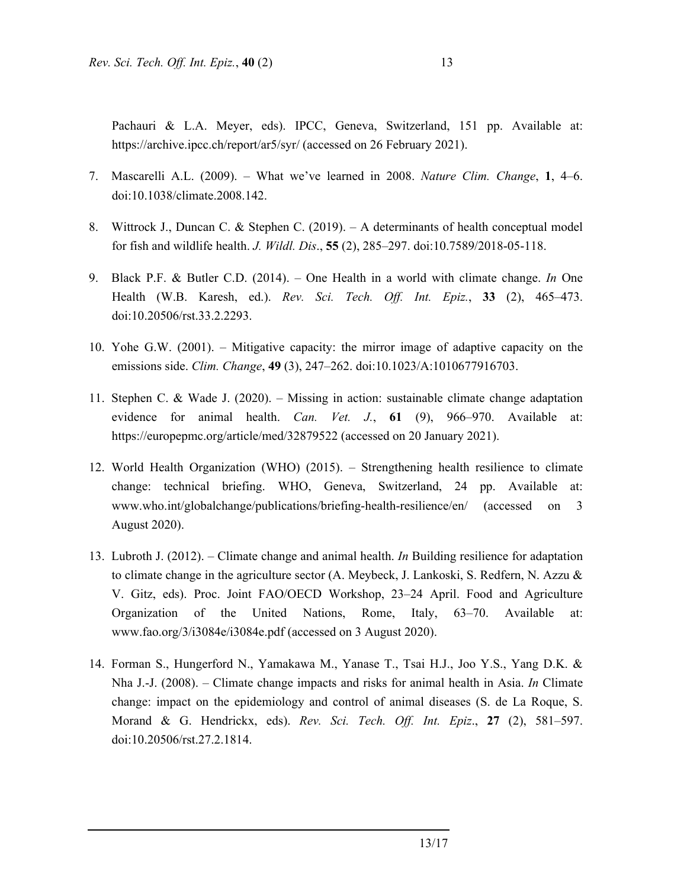Pachauri & L.A. Meyer, eds). IPCC, Geneva, Switzerland, 151 pp. Available at: https://archive.ipcc.ch/report/ar5/syr/ (accessed on 26 February 2021).

7. Mascarelli A.L. (2009). – What we've learned in 2008. *Nature Clim. Change*, **1**, 4–6. doi:10.1038/climate.2008.142.

8. Wittrock J., Duncan C. & Stephen C. (2019). – A determinants of health conceptual model for fish and wildlife health. *J. Wildl. Dis*., **55** (2), 285–297. doi:10.7589/2018-05-118.

9. Black P.F. & Butler C.D. (2014). – One Health in a world with climate change. *In* One Health (W.B. Karesh, ed.). *Rev. Sci. Tech. Off. Int. Epiz.*, **33** (2), 465–473. doi:10.20506/rst.33.2.2293.

10. Yohe G.W. (2001). – Mitigative capacity: the mirror image of adaptive capacity on the emissions side. *Clim. Change*, **49** (3), 247–262. doi:10.1023/A:1010677916703.

11. Stephen C. & Wade J. (2020). – Missing in action: sustainable climate change adaptation evidence for animal health. *Can. Vet. J.*, **61** (9), 966–970. Available at: https://europepmc.org/article/med/32879522 (accessed on 20 January 2021).

12. World Health Organization (WHO) (2015). – Strengthening health resilience to climate change: technical briefing. WHO, Geneva, Switzerland, 24 pp. Available at: www.who.int/globalchange/publications/briefing-health-resilience/en/ (accessed on 3 August 2020).

13. Lubroth J. (2012). – Climate change and animal health. *In* Building resilience for adaptation to climate change in the agriculture sector (A. Meybeck, J. Lankoski, S. Redfern, N. Azzu & V. Gitz, eds). Proc. Joint FAO/OECD Workshop, 23–24 April. Food and Agriculture Organization of the United Nations, Rome, Italy, 63–70. Available at: www.fao.org/3/i3084e/i3084e.pdf (accessed on 3 August 2020).

14. Forman S., Hungerford N., Yamakawa M., Yanase T., Tsai H.J., Joo Y.S., Yang D.K. & Nha J.-J. (2008). – Climate change impacts and risks for animal health in Asia. *In* Climate change: impact on the epidemiology and control of animal diseases (S. de La Roque, S. Morand & G. Hendrickx, eds). *Rev. Sci. Tech. Off. Int. Epiz*., **27** (2), 581–597. doi:10.20506/rst.27.2.1814.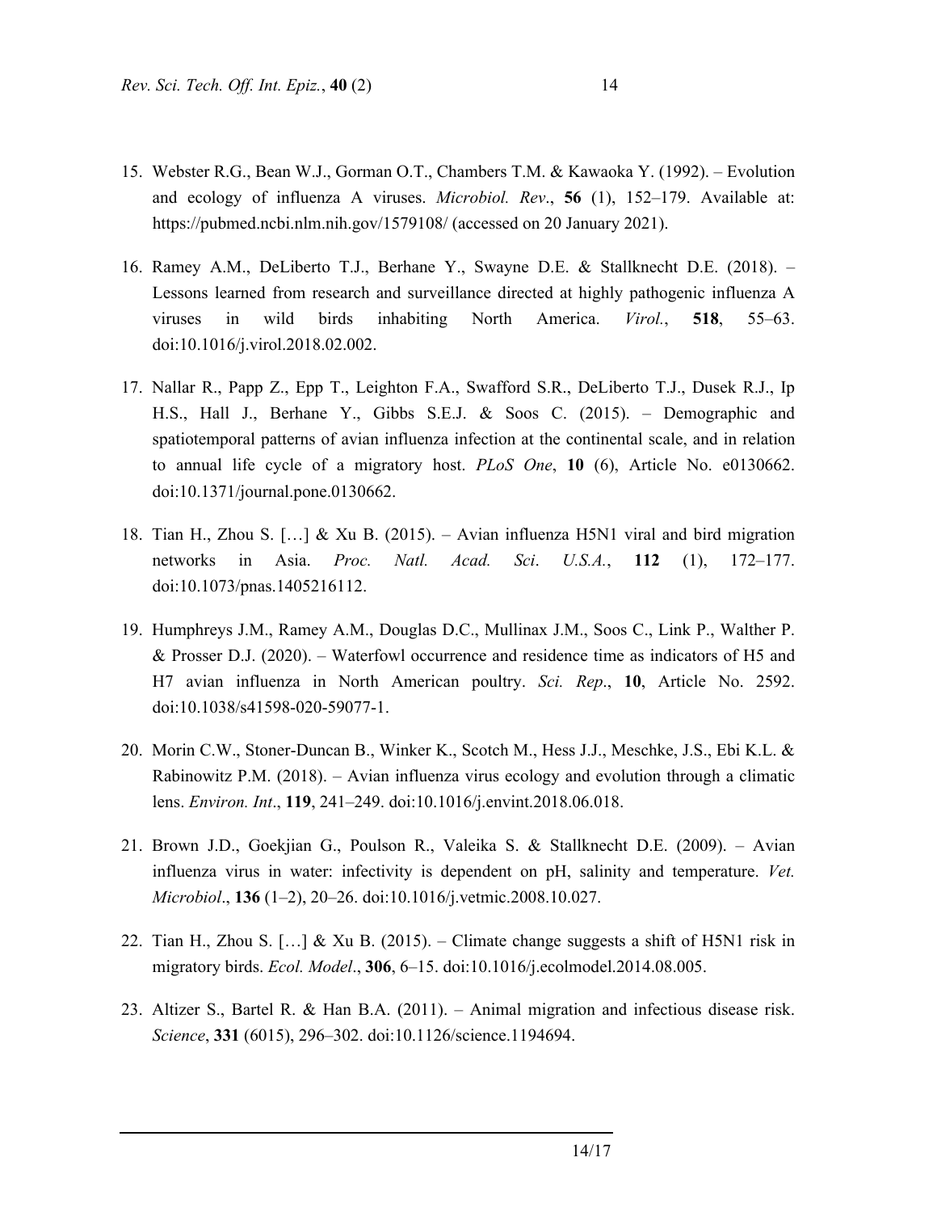15. Webster R.G., Bean W.J., Gorman O.T., Chambers T.M. & Kawaoka Y. (1992). – Evolution and ecology of influenza A viruses. *Microbiol. Rev*., **56** (1), 152–179. Available at: https://pubmed.ncbi.nlm.nih.gov/1579108/ (accessed on 20 January 2021).

16. Ramey A.M., DeLiberto T.J., Berhane Y., Swayne D.E. & Stallknecht D.E. (2018). – Lessons learned from research and surveillance directed at highly pathogenic influenza A viruses in wild birds inhabiting North America. *Virol.*, **518**, 55–63. doi:10.1016/j.virol.2018.02.002.

17. Nallar R., Papp Z., Epp T., Leighton F.A., Swafford S.R., DeLiberto T.J., Dusek R.J., Ip H.S., Hall J., Berhane Y., Gibbs S.E.J. & Soos C. (2015). – Demographic and spatiotemporal patterns of avian influenza infection at the continental scale, and in relation to annual life cycle of a migratory host. *PLoS One*, **10** (6), Article No. e0130662. doi:10.1371/journal.pone.0130662.

18. Tian H., Zhou S. […] & Xu B. (2015). – Avian influenza H5N1 viral and bird migration networks in Asia. *Proc. Natl. Acad. Sci. U.S.A.*, **112** (1), 172–177. doi:10.1073/pnas.1405216112.

19. Humphreys J.M., Ramey A.M., Douglas D.C., Mullinax J.M., Soos C., Link P., Walther P. & Prosser D.J. (2020). – Waterfowl occurrence and residence time as indicators of H5 and H7 avian influenza in North American poultry. *Sci. Rep*., **10**, Article No. 2592. doi:10.1038/s41598-020-59077-1.

20. Morin C.W., Stoner-Duncan B., Winker K., Scotch M., Hess J.J., Meschke, J.S., Ebi K.L. & Rabinowitz P.M. (2018). – Avian influenza virus ecology and evolution through a climatic lens. *Environ. Int*., **119**, 241–249. doi:10.1016/j.envint.2018.06.018.

21. Brown J.D., Goekjian G., Poulson R., Valeika S. & Stallknecht D.E. (2009). – Avian influenza virus in water: infectivity is dependent on pH, salinity and temperature. *Vet. Microbiol*., **136** (1–2), 20–26. doi:10.1016/j.vetmic.2008.10.027.

22. Tian H., Zhou S. […] & Xu B. (2015). – Climate change suggests a shift of H5N1 risk in migratory birds. *Ecol. Model*., **306**, 6–15. doi:10.1016/j.ecolmodel.2014.08.005.

23. Altizer S., Bartel R. & Han B.A. (2011). – Animal migration and infectious disease risk. *Science*, **331** (6015), 296–302. doi:10.1126/science.1194694.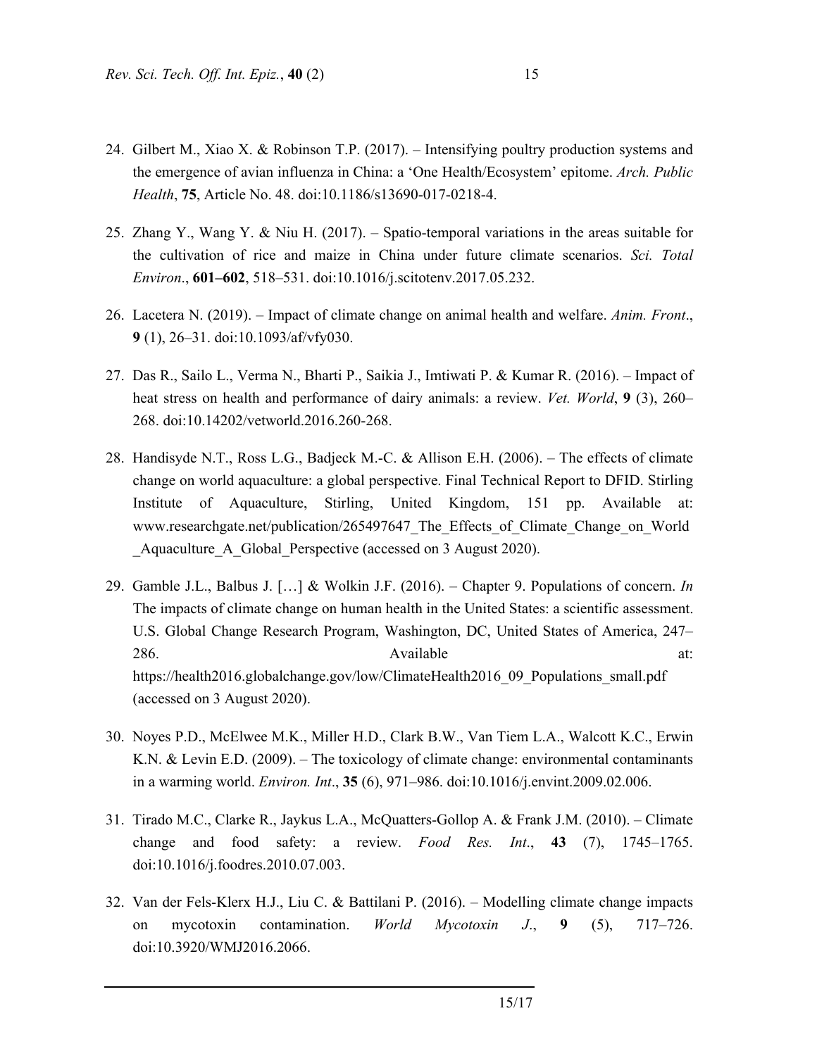24. Gilbert M., Xiao X. & Robinson T.P. (2017). – Intensifying poultry production systems and the emergence of avian influenza in China: a 'One Health/Ecosystem' epitome. *Arch. Public Health*, **75**, Article No. 48. doi:10.1186/s13690-017-0218-4.

25. Zhang Y., Wang Y. & Niu H. (2017). – Spatio-temporal variations in the areas suitable for the cultivation of rice and maize in China under future climate scenarios. *Sci. Total Environ*., **601–602**, 518–531. doi:10.1016/j.scitotenv.2017.05.232.

26. Lacetera N. (2019). – Impact of climate change on animal health and welfare. *Anim. Front*., **9** (1), 26–31. doi:10.1093/af/vfy030.

27. Das R., Sailo L., Verma N., Bharti P., Saikia J., Imtiwati P. & Kumar R. (2016). – Impact of heat stress on health and performance of dairy animals: a review. *Vet. World*, **9** (3), 260–268. doi:10.14202/vetworld.2016.260-268.

28. Handisyde N.T., Ross L.G., Badjeck M.-C. & Allison E.H. (2006). – The effects of climate change on world aquaculture: a global perspective. Final Technical Report to DFID. Stirling Institute of Aquaculture, Stirling, United Kingdom, 151 pp. Available at: www.researchgate.net/publication/265497647_The_Effects_of_Climate_Change_on_World_Aquaculture_A_Global_Perspective (accessed on 3 August 2020).

29. Gamble J.L., Balbus J. […] & Wolkin J.F. (2016). – Chapter 9. Populations of concern. *In* The impacts of climate change on human health in the United States: a scientific assessment. U.S. Global Change Research Program, Washington, DC, United States of America, 247–286. Available at: https://health2016.globalchange.gov/low/ClimateHealth2016_09_Populations_small.pdf (accessed on 3 August 2020).

30. Noyes P.D., McElwee M.K., Miller H.D., Clark B.W., Van Tiem L.A., Walcott K.C., Erwin K.N. & Levin E.D. (2009). – The toxicology of climate change: environmental contaminants in a warming world. *Environ. Int*., **35** (6), 971–986. doi:10.1016/j.envint.2009.02.006.

31. Tirado M.C., Clarke R., Jaykus L.A., McQuatters-Gollop A. & Frank J.M. (2010). – Climate change and food safety: a review. *Food Res. Int*., **43** (7), 1745–1765. doi:10.1016/j.foodres.2010.07.003.

32. Van der Fels-Klerx H.J., Liu C. & Battilani P. (2016). – Modelling climate change impacts on mycotoxin contamination. *World Mycotoxin J*., **9** (5), 717–726. doi:10.3920/WMJ2016.2066.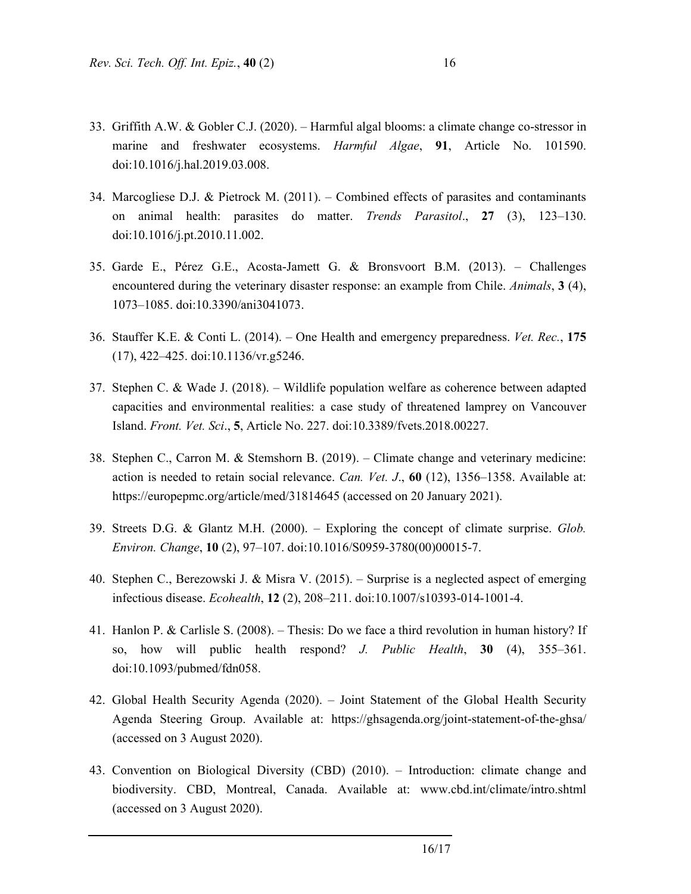33. Griffith A.W. & Gobler C.J. (2020). – Harmful algal blooms: a climate change co-stressor in marine and freshwater ecosystems. *Harmful Algae*, **91**, Article No. 101590. doi:10.1016/j.hal.2019.03.008.

34. Marcogliese D.J. & Pietrock M. (2011). – Combined effects of parasites and contaminants on animal health: parasites do matter. *Trends Parasitol*., **27** (3), 123–130. doi:10.1016/j.pt.2010.11.002.

35. Garde E., Pérez G.E., Acosta-Jamett G. & Bronsvoort B.M. (2013). – Challenges encountered during the veterinary disaster response: an example from Chile. *Animals*, **3** (4), 1073–1085. doi:10.3390/ani3041073.

36. Stauffer K.E. & Conti L. (2014). – One Health and emergency preparedness. *Vet. Rec.*, **175** (17), 422–425. doi:10.1136/vr.g5246.

37. Stephen C. & Wade J. (2018). – Wildlife population welfare as coherence between adapted capacities and environmental realities: a case study of threatened lamprey on Vancouver Island. *Front. Vet. Sci*., **5**, Article No. 227. doi:10.3389/fvets.2018.00227.

38. Stephen C., Carron M. & Stemshorn B. (2019). – Climate change and veterinary medicine: action is needed to retain social relevance. *Can. Vet. J*., **60** (12), 1356–1358. Available at: https://europepmc.org/article/med/31814645 (accessed on 20 January 2021).

39. Streets D.G. & Glantz M.H. (2000). – Exploring the concept of climate surprise. *Glob. Environ. Change*, **10** (2), 97–107. doi:10.1016/S0959-3780(00)00015-7.

40. Stephen C., Berezowski J. & Misra V. (2015). – Surprise is a neglected aspect of emerging infectious disease. *Ecohealth*, **12** (2), 208–211. doi:10.1007/s10393-014-1001-4.

41. Hanlon P. & Carlisle S. (2008). – Thesis: Do we face a third revolution in human history? If so, how will public health respond? *J. Public Health*, **30** (4), 355–361. doi:10.1093/pubmed/fdn058.

42. Global Health Security Agenda (2020). – Joint Statement of the Global Health Security Agenda Steering Group. Available at: https://ghsagenda.org/joint-statement-of-the-ghsa/ (accessed on 3 August 2020).

43. Convention on Biological Diversity (CBD) (2010). – Introduction: climate change and biodiversity. CBD, Montreal, Canada. Available at: www.cbd.int/climate/intro.shtml (accessed on 3 August 2020).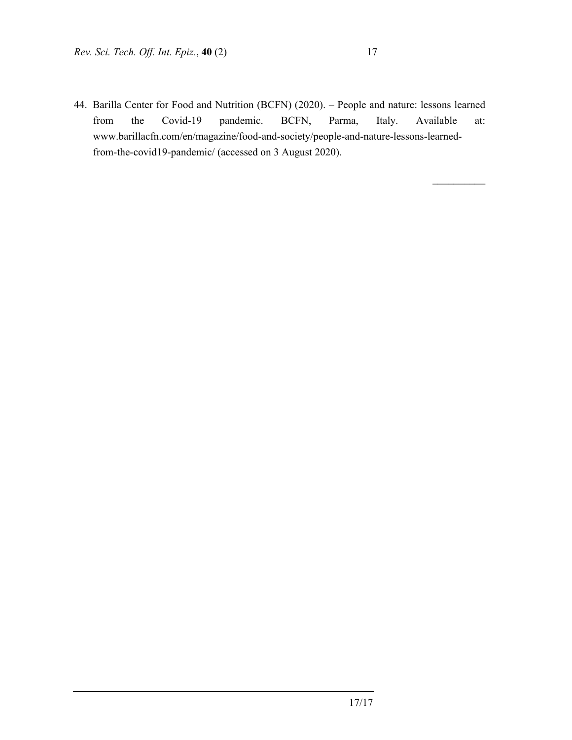44. Barilla Center for Food and Nutrition (BCFN) (2020). – People and nature: lessons learned from the Covid-19 pandemic. BCFN, Parma, Italy. Available at: www.barillacfn.com/en/magazine/food-and-society/people-and-nature-lessons-learned-from-the-covid19-pandemic/ (accessed on 3 August 2020).

__________